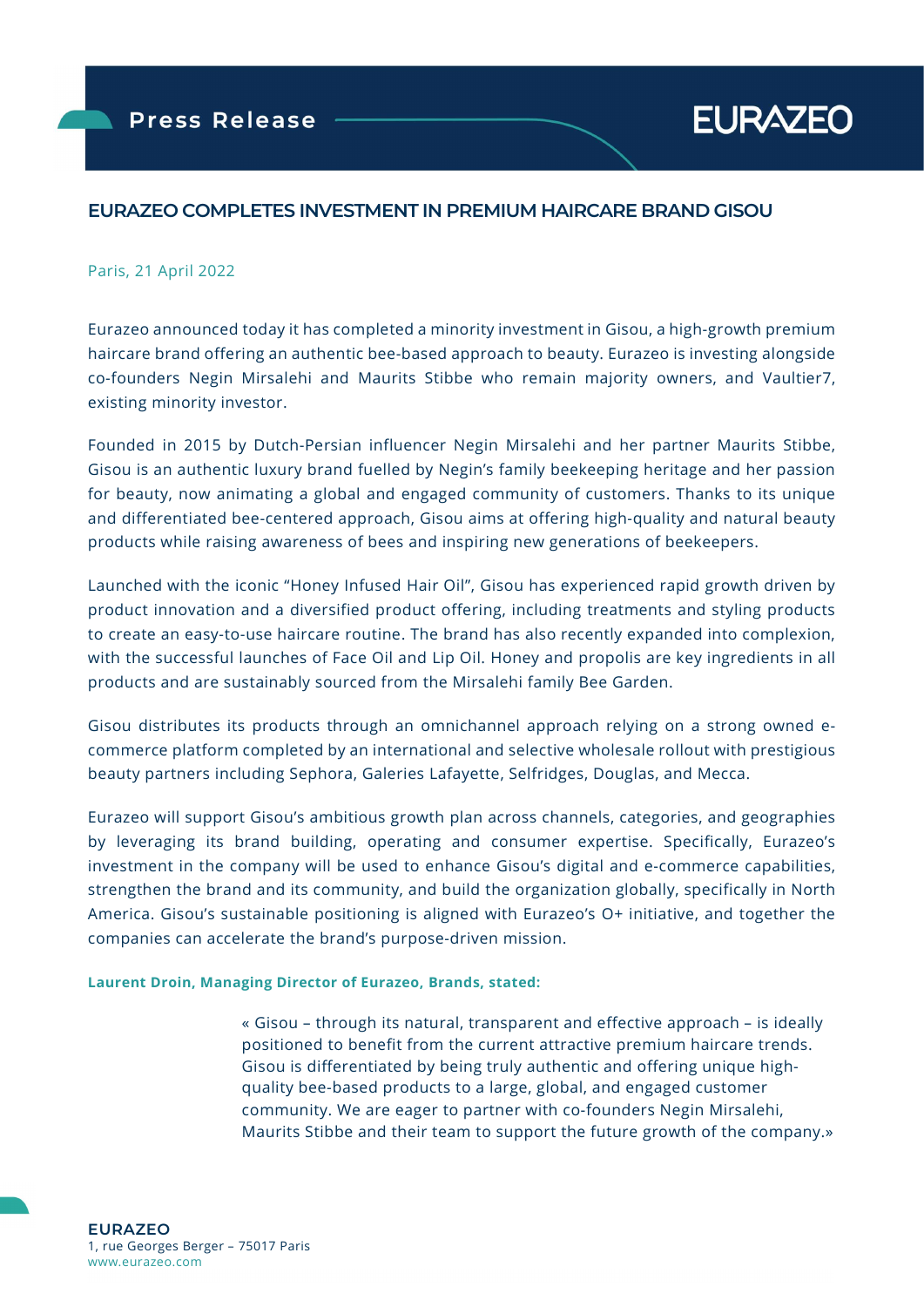Press Release

EURAZEO

# EURAZEO COMPLETES INVESTMENT IN PREMIUM HAIRCARE BRAND GISOU

Paris, 21 April 2022

Eurazeo announced today it has completed a minority investment in Gisou, a high-growth premium haircare brand offering an authentic bee-based approach to beauty. Eurazeo is investing alongside co-founders Negin Mirsalehi and Maurits Stibbe who remain majority owners, and Vaultier7, existing minority investor.

Founded in 2015 by Dutch-Persian influencer Negin Mirsalehi and her partner Maurits Stibbe, Gisou is an authentic luxury brand fuelled by Negin's family beekeeping heritage and her passion for beauty, now animating a global and engaged community of customers. Thanks to its unique and differentiated bee-centered approach, Gisou aims at offering high-quality and natural beauty products while raising awareness of bees and inspiring new generations of beekeepers.

Launched with the iconic "Honey Infused Hair Oil", Gisou has experienced rapid growth driven by product innovation and a diversified product offering, including treatments and styling products to create an easy-to-use haircare routine. The brand has also recently expanded into complexion, with the successful launches of Face Oil and Lip Oil. Honey and propolis are key ingredients in all products and are sustainably sourced from the Mirsalehi family Bee Garden.

Gisou distributes its products through an omnichannel approach relying on a strong owned e-commerce platform completed by an international and selective wholesale rollout with prestigious beauty partners including Sephora, Galeries Lafayette, Selfridges, Douglas, and Mecca.

Eurazeo will support Gisou's ambitious growth plan across channels, categories, and geographies by leveraging its brand building, operating and consumer expertise. Specifically, Eurazeo's investment in the company will be used to enhance Gisou's digital and e-commerce capabilities, strengthen the brand and its community, and build the organization globally, specifically in North America. Gisou's sustainable positioning is aligned with Eurazeo's O+ initiative, and together the companies can accelerate the brand's purpose-driven mission.

**Laurent Droin, Managing Director of Eurazeo, Brands, stated:**

> « Gisou – through its natural, transparent and effective approach – is ideally positioned to benefit from the current attractive premium haircare trends. Gisou is differentiated by being truly authentic and offering unique high-quality bee-based products to a large, global, and engaged customer community. We are eager to partner with co-founders Negin Mirsalehi, Maurits Stibbe and their team to support the future growth of the company.»

**EURAZEO**
1, rue Georges Berger – 75017 Paris
www.eurazeo.com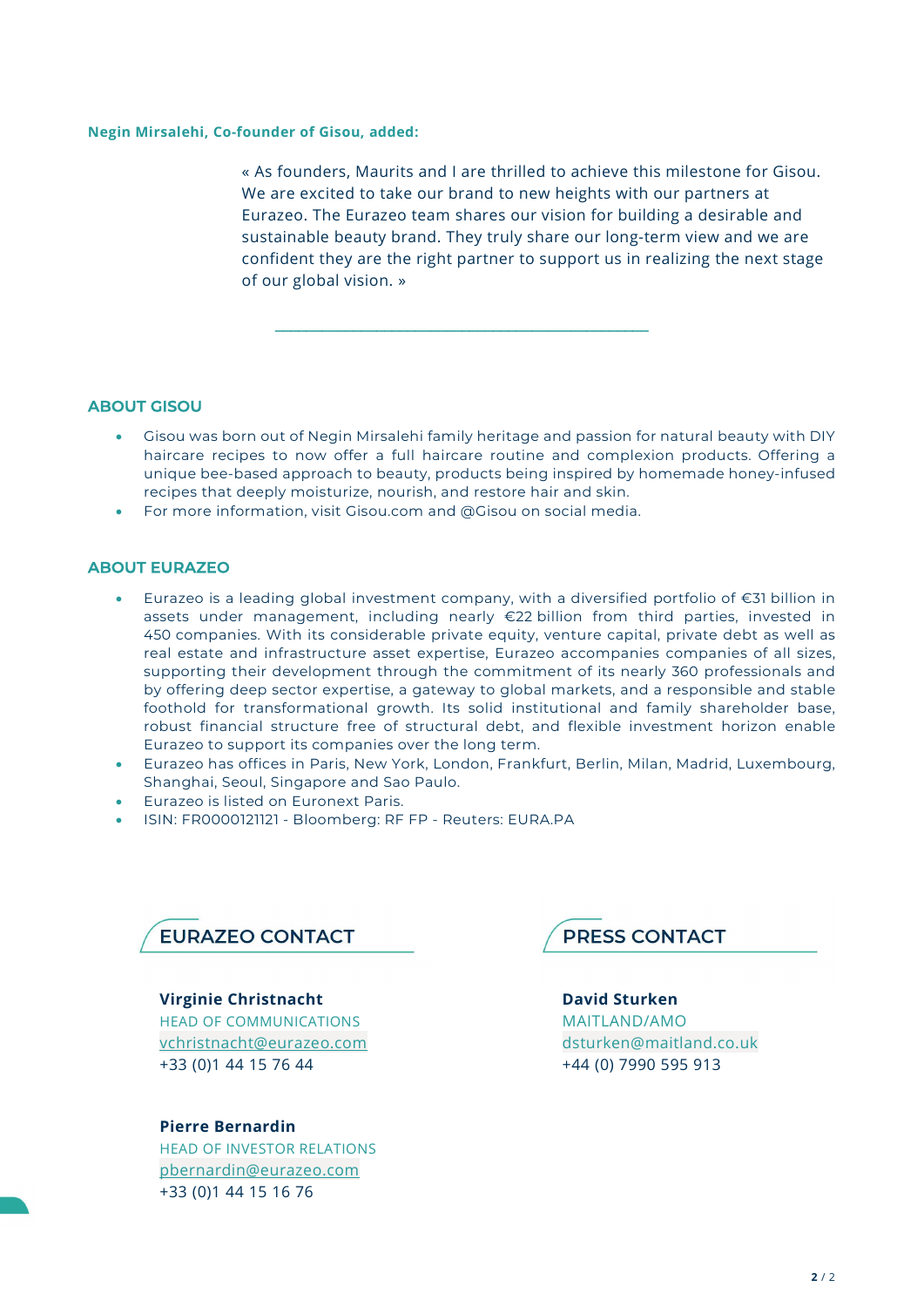**Negin Mirsalehi, Co-founder of Gisou, added:**

« As founders, Maurits and I are thrilled to achieve this milestone for Gisou. We are excited to take our brand to new heights with our partners at Eurazeo. The Eurazeo team shares our vision for building a desirable and sustainable beauty brand. They truly share our long-term view and we are confident they are the right partner to support us in realizing the next stage of our global vision. »

---

## ABOUT GISOU

- Gisou was born out of Negin Mirsalehi family heritage and passion for natural beauty with DIY haircare recipes to now offer a full haircare routine and complexion products. Offering a unique bee-based approach to beauty, products being inspired by homemade honey-infused recipes that deeply moisturize, nourish, and restore hair and skin.
- For more information, visit Gisou.com and @Gisou on social media.

## ABOUT EURAZEO

- Eurazeo is a leading global investment company, with a diversified portfolio of €31 billion in assets under management, including nearly €22 billion from third parties, invested in 450 companies. With its considerable private equity, venture capital, private debt as well as real estate and infrastructure asset expertise, Eurazeo accompanies companies of all sizes, supporting their development through the commitment of its nearly 360 professionals and by offering deep sector expertise, a gateway to global markets, and a responsible and stable foothold for transformational growth. Its solid institutional and family shareholder base, robust financial structure free of structural debt, and flexible investment horizon enable Eurazeo to support its companies over the long term.
- Eurazeo has offices in Paris, New York, London, Frankfurt, Berlin, Milan, Madrid, Luxembourg, Shanghai, Seoul, Singapore and Sao Paulo.
- Eurazeo is listed on Euronext Paris.
- ISIN: FR0000121121 - Bloomberg: RF FP - Reuters: EURA.PA

## EURAZEO CONTACT

**Virginie Christnacht**
HEAD OF COMMUNICATIONS
vchristnacht@eurazeo.com
+33 (0)1 44 15 76 44

**Pierre Bernardin**
HEAD OF INVESTOR RELATIONS
pbernardin@eurazeo.com
+33 (0)1 44 15 16 76

## PRESS CONTACT

**David Sturken**
MAITLAND/AMO
dsturken@maitland.co.uk
+44 (0) 7990 595 913